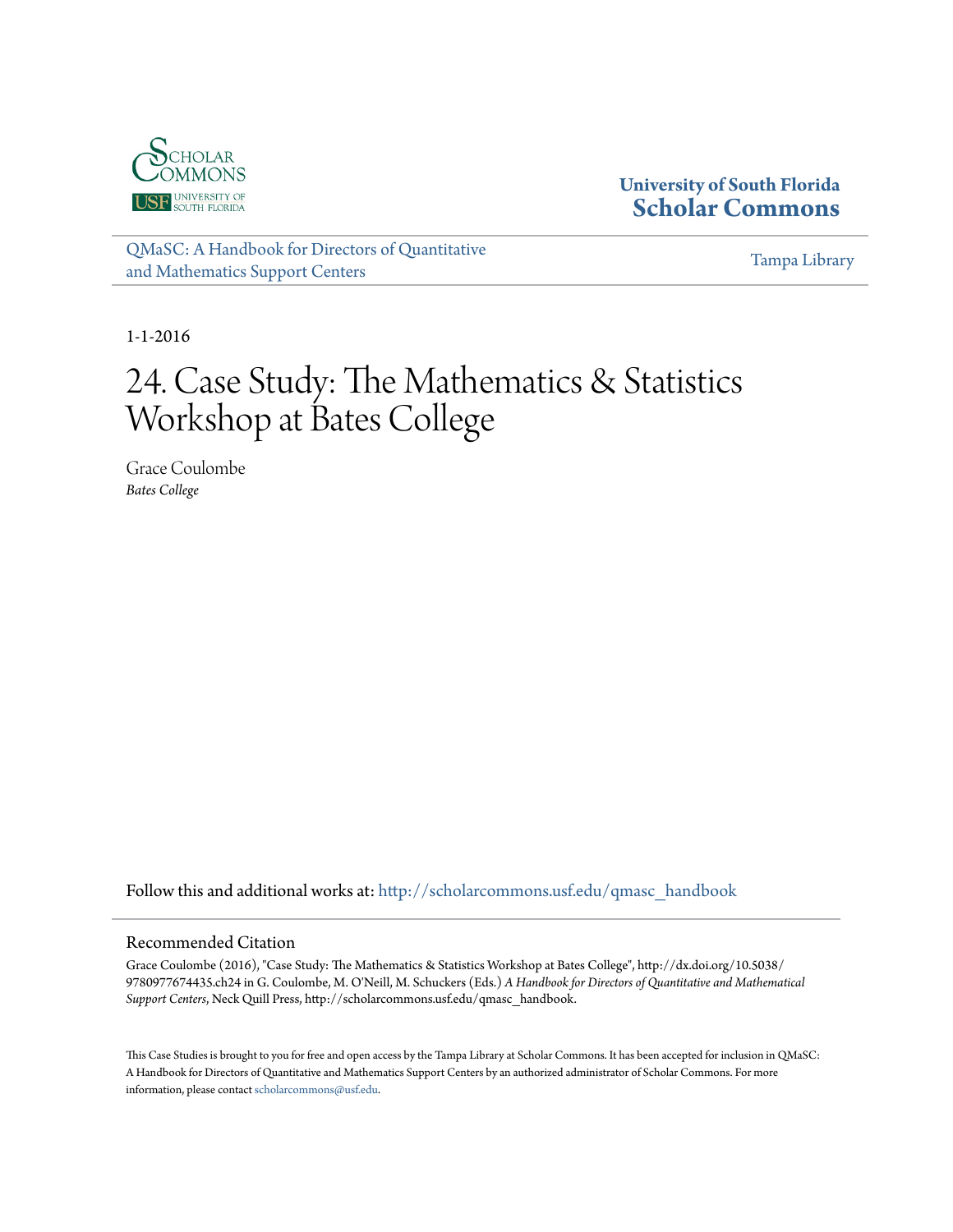University of South Florida
**Scholar Commons**

QMaSC: A Handbook for Directors of Quantitative and Mathematics Support Centers

Tampa Library

1-1-2016

# 24. Case Study: The Mathematics & Statistics Workshop at Bates College

Grace Coulombe
*Bates College*

Follow this and additional works at: http://scholarcommons.usf.edu/qmasc_handbook

## Recommended Citation

Grace Coulombe (2016), "Case Study: The Mathematics & Statistics Workshop at Bates College", http://dx.doi.org/10.5038/9780977674435.ch24 in G. Coulombe, M. O'Neill, M. Schuckers (Eds.) *A Handbook for Directors of Quantitative and Mathematical Support Centers*, Neck Quill Press, http://scholarcommons.usf.edu/qmasc_handbook.

This Case Studies is brought to you for free and open access by the Tampa Library at Scholar Commons. It has been accepted for inclusion in QMaSC: A Handbook for Directors of Quantitative and Mathematics Support Centers by an authorized administrator of Scholar Commons. For more information, please contact scholarcommons@usf.edu.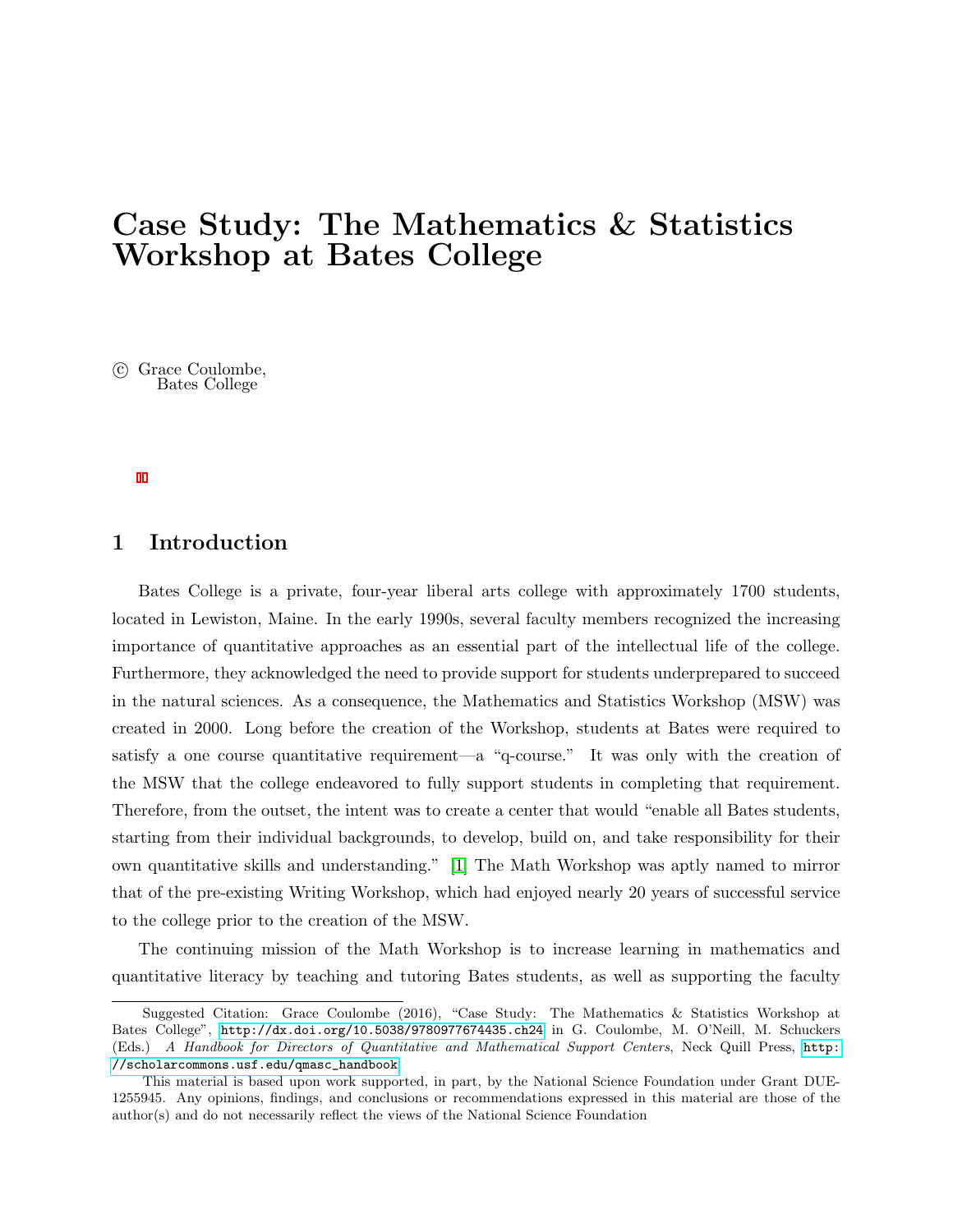# Case Study: The Mathematics & Statistics Workshop at Bates College

© Grace Coulombe,
Bates College

## 1 Introduction

Bates College is a private, four-year liberal arts college with approximately 1700 students, located in Lewiston, Maine. In the early 1990s, several faculty members recognized the increasing importance of quantitative approaches as an essential part of the intellectual life of the college. Furthermore, they acknowledged the need to provide support for students underprepared to succeed in the natural sciences. As a consequence, the Mathematics and Statistics Workshop (MSW) was created in 2000. Long before the creation of the Workshop, students at Bates were required to satisfy a one course quantitative requirement—a "q-course." It was only with the creation of the MSW that the college endeavored to fully support students in completing that requirement. Therefore, from the outset, the intent was to create a center that would "enable all Bates students, starting from their individual backgrounds, to develop, build on, and take responsibility for their own quantitative skills and understanding." [1] The Math Workshop was aptly named to mirror that of the pre-existing Writing Workshop, which had enjoyed nearly 20 years of successful service to the college prior to the creation of the MSW.

The continuing mission of the Math Workshop is to increase learning in mathematics and quantitative literacy by teaching and tutoring Bates students, as well as supporting the faculty

---

Suggested Citation: Grace Coulombe (2016), "Case Study: The Mathematics & Statistics Workshop at Bates College", http://dx.doi.org/10.5038/9780977674435.ch24 in G. Coulombe, M. O'Neill, M. Schuckers (Eds.) *A Handbook for Directors of Quantitative and Mathematical Support Centers*, Neck Quill Press, http://scholarcommons.usf.edu/qmasc_handbook

This material is based upon work supported, in part, by the National Science Foundation under Grant DUE-1255945. Any opinions, findings, and conclusions or recommendations expressed in this material are those of the author(s) and do not necessarily reflect the views of the National Science Foundation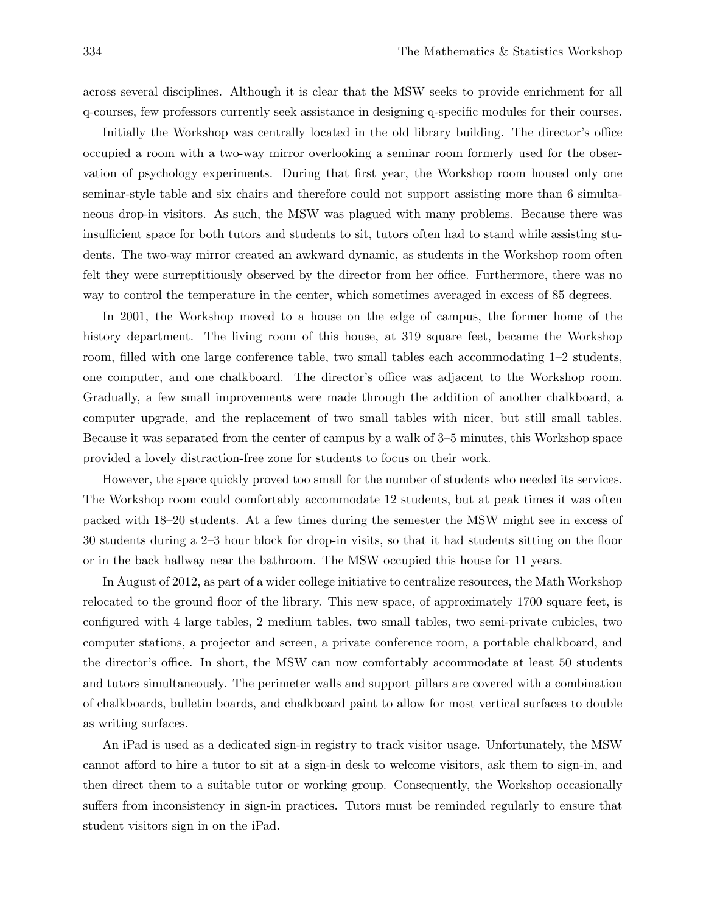across several disciplines. Although it is clear that the MSW seeks to provide enrichment for all q-courses, few professors currently seek assistance in designing q-specific modules for their courses.

Initially the Workshop was centrally located in the old library building. The director's office occupied a room with a two-way mirror overlooking a seminar room formerly used for the observation of psychology experiments. During that first year, the Workshop room housed only one seminar-style table and six chairs and therefore could not support assisting more than 6 simultaneous drop-in visitors. As such, the MSW was plagued with many problems. Because there was insufficient space for both tutors and students to sit, tutors often had to stand while assisting students. The two-way mirror created an awkward dynamic, as students in the Workshop room often felt they were surreptitiously observed by the director from her office. Furthermore, there was no way to control the temperature in the center, which sometimes averaged in excess of 85 degrees.

In 2001, the Workshop moved to a house on the edge of campus, the former home of the history department. The living room of this house, at 319 square feet, became the Workshop room, filled with one large conference table, two small tables each accommodating 1–2 students, one computer, and one chalkboard. The director's office was adjacent to the Workshop room. Gradually, a few small improvements were made through the addition of another chalkboard, a computer upgrade, and the replacement of two small tables with nicer, but still small tables. Because it was separated from the center of campus by a walk of 3–5 minutes, this Workshop space provided a lovely distraction-free zone for students to focus on their work.

However, the space quickly proved too small for the number of students who needed its services. The Workshop room could comfortably accommodate 12 students, but at peak times it was often packed with 18–20 students. At a few times during the semester the MSW might see in excess of 30 students during a 2–3 hour block for drop-in visits, so that it had students sitting on the floor or in the back hallway near the bathroom. The MSW occupied this house for 11 years.

In August of 2012, as part of a wider college initiative to centralize resources, the Math Workshop relocated to the ground floor of the library. This new space, of approximately 1700 square feet, is configured with 4 large tables, 2 medium tables, two small tables, two semi-private cubicles, two computer stations, a projector and screen, a private conference room, a portable chalkboard, and the director's office. In short, the MSW can now comfortably accommodate at least 50 students and tutors simultaneously. The perimeter walls and support pillars are covered with a combination of chalkboards, bulletin boards, and chalkboard paint to allow for most vertical surfaces to double as writing surfaces.

An iPad is used as a dedicated sign-in registry to track visitor usage. Unfortunately, the MSW cannot afford to hire a tutor to sit at a sign-in desk to welcome visitors, ask them to sign-in, and then direct them to a suitable tutor or working group. Consequently, the Workshop occasionally suffers from inconsistency in sign-in practices. Tutors must be reminded regularly to ensure that student visitors sign in on the iPad.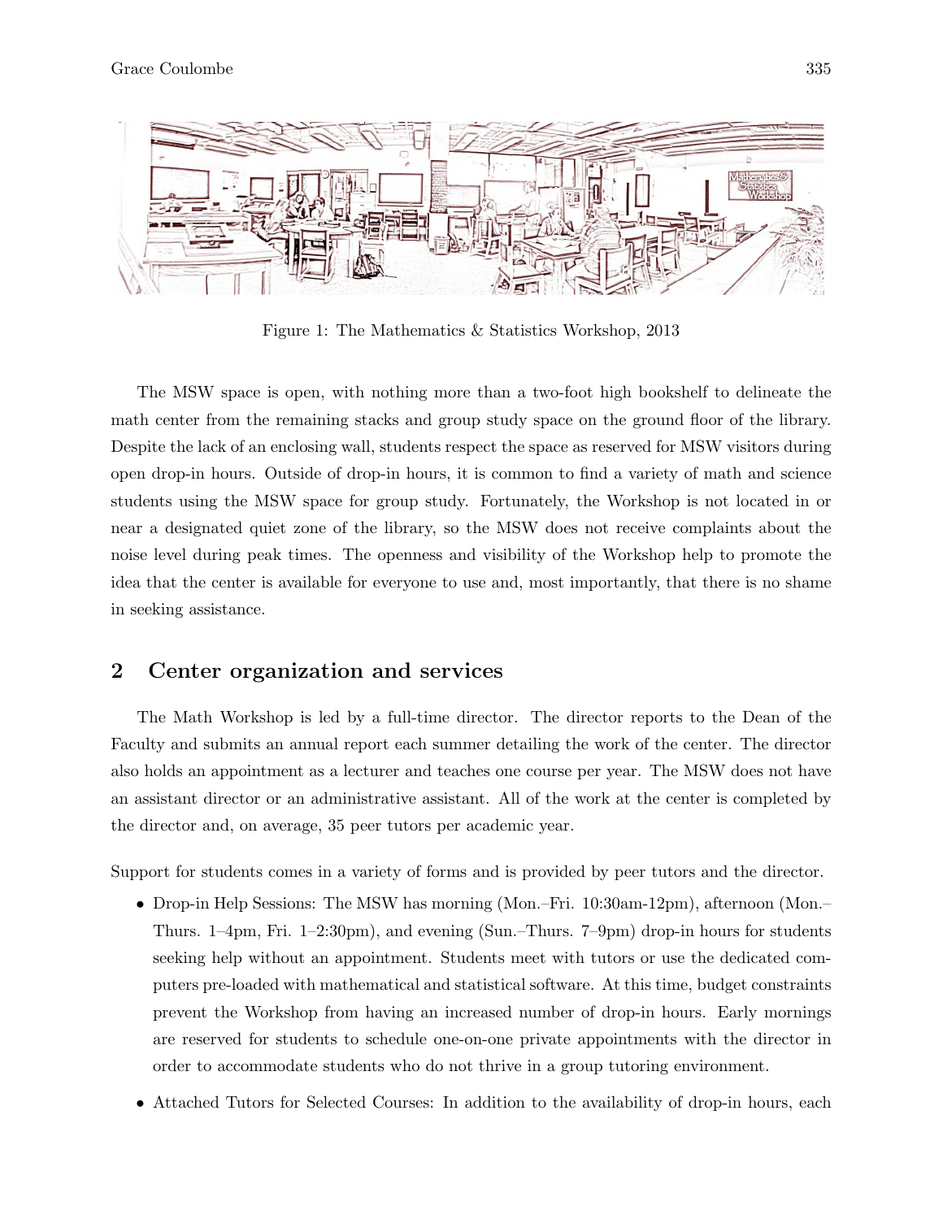Figure 1: The Mathematics & Statistics Workshop, 2013

The MSW space is open, with nothing more than a two-foot high bookshelf to delineate the math center from the remaining stacks and group study space on the ground floor of the library. Despite the lack of an enclosing wall, students respect the space as reserved for MSW visitors during open drop-in hours. Outside of drop-in hours, it is common to find a variety of math and science students using the MSW space for group study. Fortunately, the Workshop is not located in or near a designated quiet zone of the library, so the MSW does not receive complaints about the noise level during peak times. The openness and visibility of the Workshop help to promote the idea that the center is available for everyone to use and, most importantly, that there is no shame in seeking assistance.

## 2 Center organization and services

The Math Workshop is led by a full-time director. The director reports to the Dean of the Faculty and submits an annual report each summer detailing the work of the center. The director also holds an appointment as a lecturer and teaches one course per year. The MSW does not have an assistant director or an administrative assistant. All of the work at the center is completed by the director and, on average, 35 peer tutors per academic year.

Support for students comes in a variety of forms and is provided by peer tutors and the director.

- Drop-in Help Sessions: The MSW has morning (Mon.–Fri. 10:30am-12pm), afternoon (Mon.–Thurs. 1–4pm, Fri. 1–2:30pm), and evening (Sun.–Thurs. 7–9pm) drop-in hours for students seeking help without an appointment. Students meet with tutors or use the dedicated computers pre-loaded with mathematical and statistical software. At this time, budget constraints prevent the Workshop from having an increased number of drop-in hours. Early mornings are reserved for students to schedule one-on-one private appointments with the director in order to accommodate students who do not thrive in a group tutoring environment.
- Attached Tutors for Selected Courses: In addition to the availability of drop-in hours, each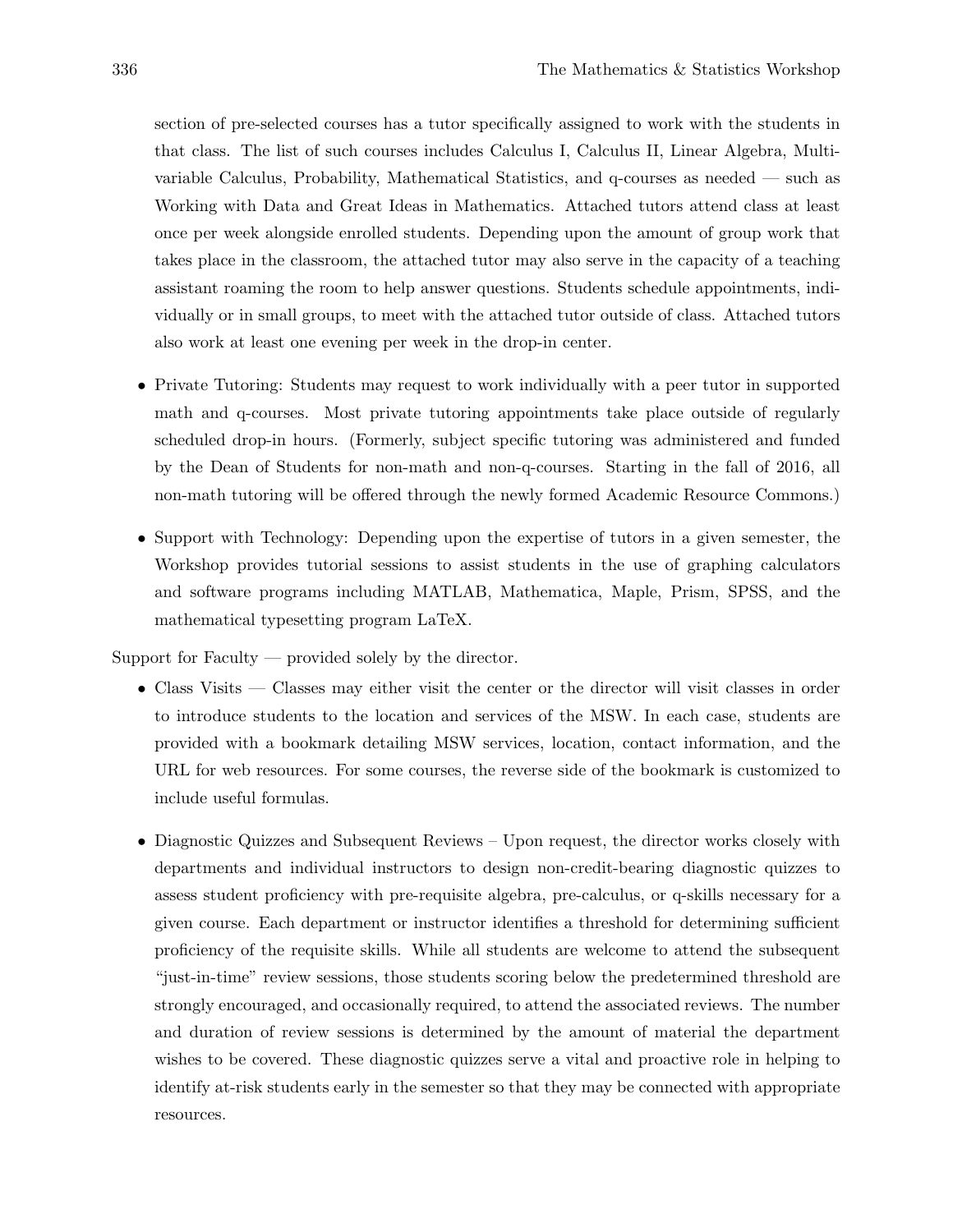section of pre-selected courses has a tutor specifically assigned to work with the students in that class. The list of such courses includes Calculus I, Calculus II, Linear Algebra, Multivariable Calculus, Probability, Mathematical Statistics, and q-courses as needed — such as Working with Data and Great Ideas in Mathematics. Attached tutors attend class at least once per week alongside enrolled students. Depending upon the amount of group work that takes place in the classroom, the attached tutor may also serve in the capacity of a teaching assistant roaming the room to help answer questions. Students schedule appointments, individually or in small groups, to meet with the attached tutor outside of class. Attached tutors also work at least one evening per week in the drop-in center.

- Private Tutoring: Students may request to work individually with a peer tutor in supported math and q-courses. Most private tutoring appointments take place outside of regularly scheduled drop-in hours. (Formerly, subject specific tutoring was administered and funded by the Dean of Students for non-math and non-q-courses. Starting in the fall of 2016, all non-math tutoring will be offered through the newly formed Academic Resource Commons.)

- Support with Technology: Depending upon the expertise of tutors in a given semester, the Workshop provides tutorial sessions to assist students in the use of graphing calculators and software programs including MATLAB, Mathematica, Maple, Prism, SPSS, and the mathematical typesetting program LaTeX.

Support for Faculty — provided solely by the director.

- Class Visits — Classes may either visit the center or the director will visit classes in order to introduce students to the location and services of the MSW. In each case, students are provided with a bookmark detailing MSW services, location, contact information, and the URL for web resources. For some courses, the reverse side of the bookmark is customized to include useful formulas.

- Diagnostic Quizzes and Subsequent Reviews – Upon request, the director works closely with departments and individual instructors to design non-credit-bearing diagnostic quizzes to assess student proficiency with pre-requisite algebra, pre-calculus, or q-skills necessary for a given course. Each department or instructor identifies a threshold for determining sufficient proficiency of the requisite skills. While all students are welcome to attend the subsequent "just-in-time" review sessions, those students scoring below the predetermined threshold are strongly encouraged, and occasionally required, to attend the associated reviews. The number and duration of review sessions is determined by the amount of material the department wishes to be covered. These diagnostic quizzes serve a vital and proactive role in helping to identify at-risk students early in the semester so that they may be connected with appropriate resources.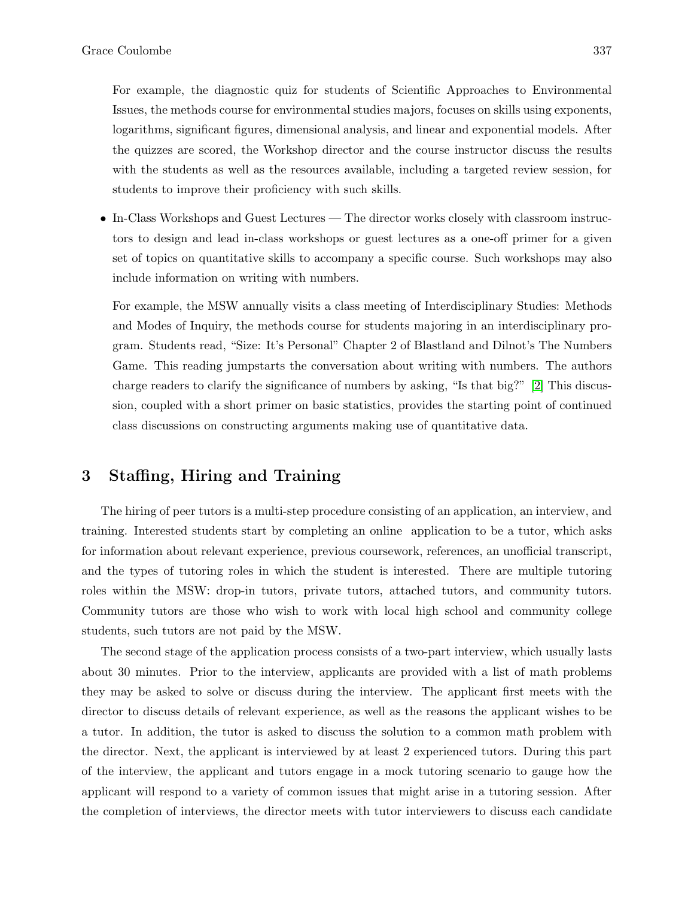For example, the diagnostic quiz for students of Scientific Approaches to Environmental Issues, the methods course for environmental studies majors, focuses on skills using exponents, logarithms, significant figures, dimensional analysis, and linear and exponential models. After the quizzes are scored, the Workshop director and the course instructor discuss the results with the students as well as the resources available, including a targeted review session, for students to improve their proficiency with such skills.

- In-Class Workshops and Guest Lectures — The director works closely with classroom instructors to design and lead in-class workshops or guest lectures as a one-off primer for a given set of topics on quantitative skills to accompany a specific course. Such workshops may also include information on writing with numbers.

  For example, the MSW annually visits a class meeting of Interdisciplinary Studies: Methods and Modes of Inquiry, the methods course for students majoring in an interdisciplinary program. Students read, "Size: It's Personal" Chapter 2 of Blastland and Dilnot's The Numbers Game. This reading jumpstarts the conversation about writing with numbers. The authors charge readers to clarify the significance of numbers by asking, "Is that big?" [2] This discussion, coupled with a short primer on basic statistics, provides the starting point of continued class discussions on constructing arguments making use of quantitative data.

## 3 Staffing, Hiring and Training

The hiring of peer tutors is a multi-step procedure consisting of an application, an interview, and training. Interested students start by completing an online application to be a tutor, which asks for information about relevant experience, previous coursework, references, an unofficial transcript, and the types of tutoring roles in which the student is interested. There are multiple tutoring roles within the MSW: drop-in tutors, private tutors, attached tutors, and community tutors. Community tutors are those who wish to work with local high school and community college students, such tutors are not paid by the MSW.

The second stage of the application process consists of a two-part interview, which usually lasts about 30 minutes. Prior to the interview, applicants are provided with a list of math problems they be asked to solve or discuss during the interview. The applicant first meets with the director to discuss details of relevant experience, as well as the reasons the applicant wishes to be a tutor. In addition, the tutor is asked to discuss the solution to a common math problem with the director. Next, the applicant is interviewed by at least 2 experienced tutors. During this part of the interview, the applicant and tutors engage in a mock tutoring scenario to gauge how the applicant will respond to a variety of common issues that might arise in a tutoring session. After the completion of interviews, the director meets with tutor interviewers to discuss each candidate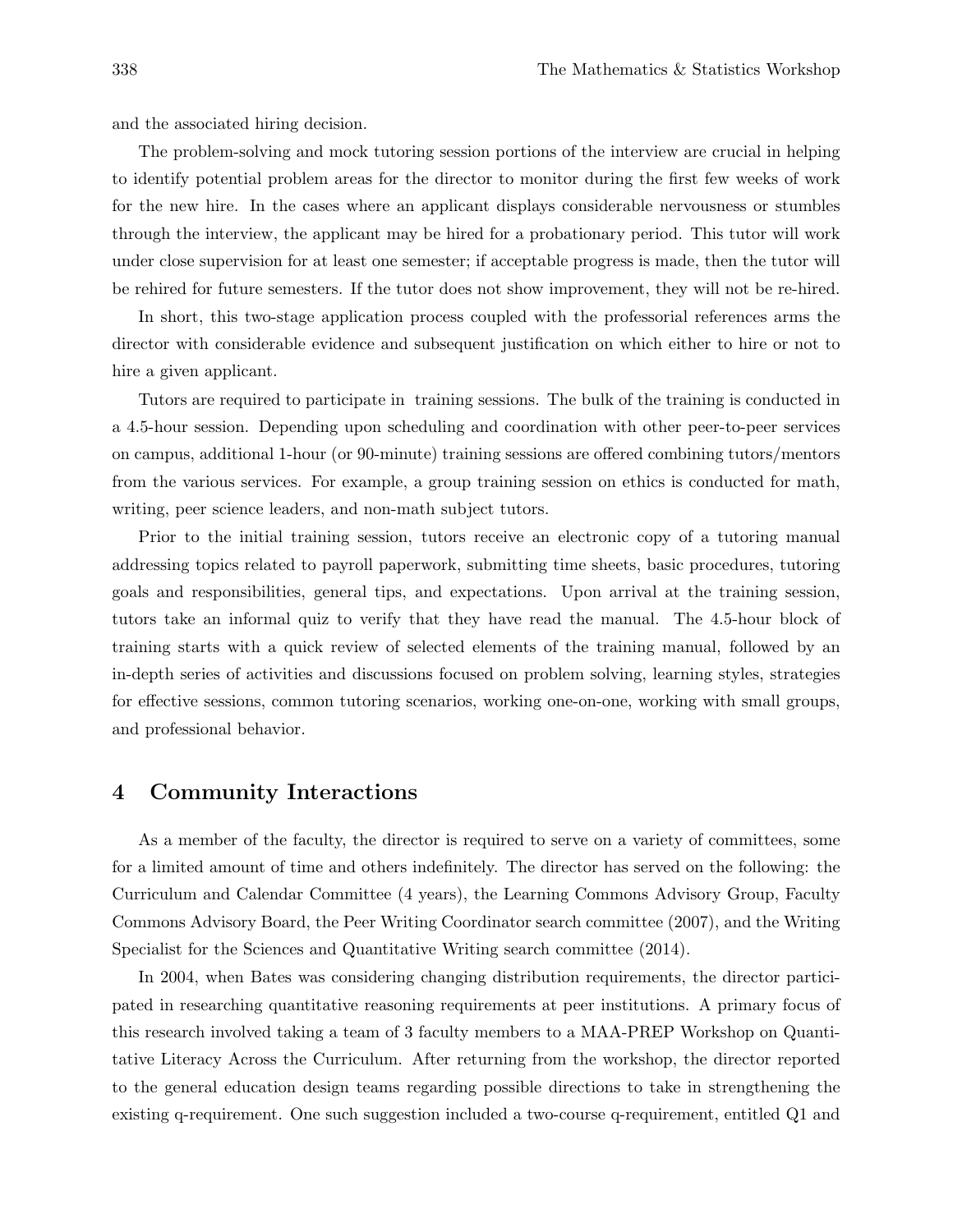and the associated hiring decision.

The problem-solving and mock tutoring session portions of the interview are crucial in helping to identify potential problem areas for the director to monitor during the first few weeks of work for the new hire. In the cases where an applicant displays considerable nervousness or stumbles through the interview, the applicant may be hired for a probationary period. This tutor will work under close supervision for at least one semester; if acceptable progress is made, then the tutor will be rehired for future semesters. If the tutor does not show improvement, they will not be re-hired.

In short, this two-stage application process coupled with the professorial references arms the director with considerable evidence and subsequent justification on which either to hire or not to hire a given applicant.

Tutors are required to participate in training sessions. The bulk of the training is conducted in a 4.5-hour session. Depending upon scheduling and coordination with other peer-to-peer services on campus, additional 1-hour (or 90-minute) training sessions are offered combining tutors/mentors from the various services. For example, a group training session on ethics is conducted for math, writing, peer science leaders, and non-math subject tutors.

Prior to the initial training session, tutors receive an electronic copy of a tutoring manual addressing topics related to payroll paperwork, submitting time sheets, basic procedures, tutoring goals and responsibilities, general tips, and expectations. Upon arrival at the training session, tutors take an informal quiz to verify that they have read the manual. The 4.5-hour block of training starts with a quick review of selected elements of the training manual, followed by an in-depth series of activities and discussions focused on problem solving, learning styles, strategies for effective sessions, common tutoring scenarios, working one-on-one, working with small groups, and professional behavior.

## 4 Community Interactions

As a member of the faculty, the director is required to serve on a variety of committees, some for a limited amount of time and others indefinitely. The director has served on the following: the Curriculum and Calendar Committee (4 years), the Learning Commons Advisory Group, Faculty Commons Advisory Board, the Peer Writing Coordinator search committee (2007), and the Writing Specialist for the Sciences and Quantitative Writing search committee (2014).

In 2004, when Bates was considering changing distribution requirements, the director participated in researching quantitative reasoning requirements at peer institutions. A primary focus of this research involved taking a team of 3 faculty members to a MAA-PREP Workshop on Quantitative Literacy Across the Curriculum. After returning from the workshop, the director reported to the general education design teams regarding possible directions to take in strengthening the existing q-requirement. One such suggestion included a two-course q-requirement, entitled Q1 and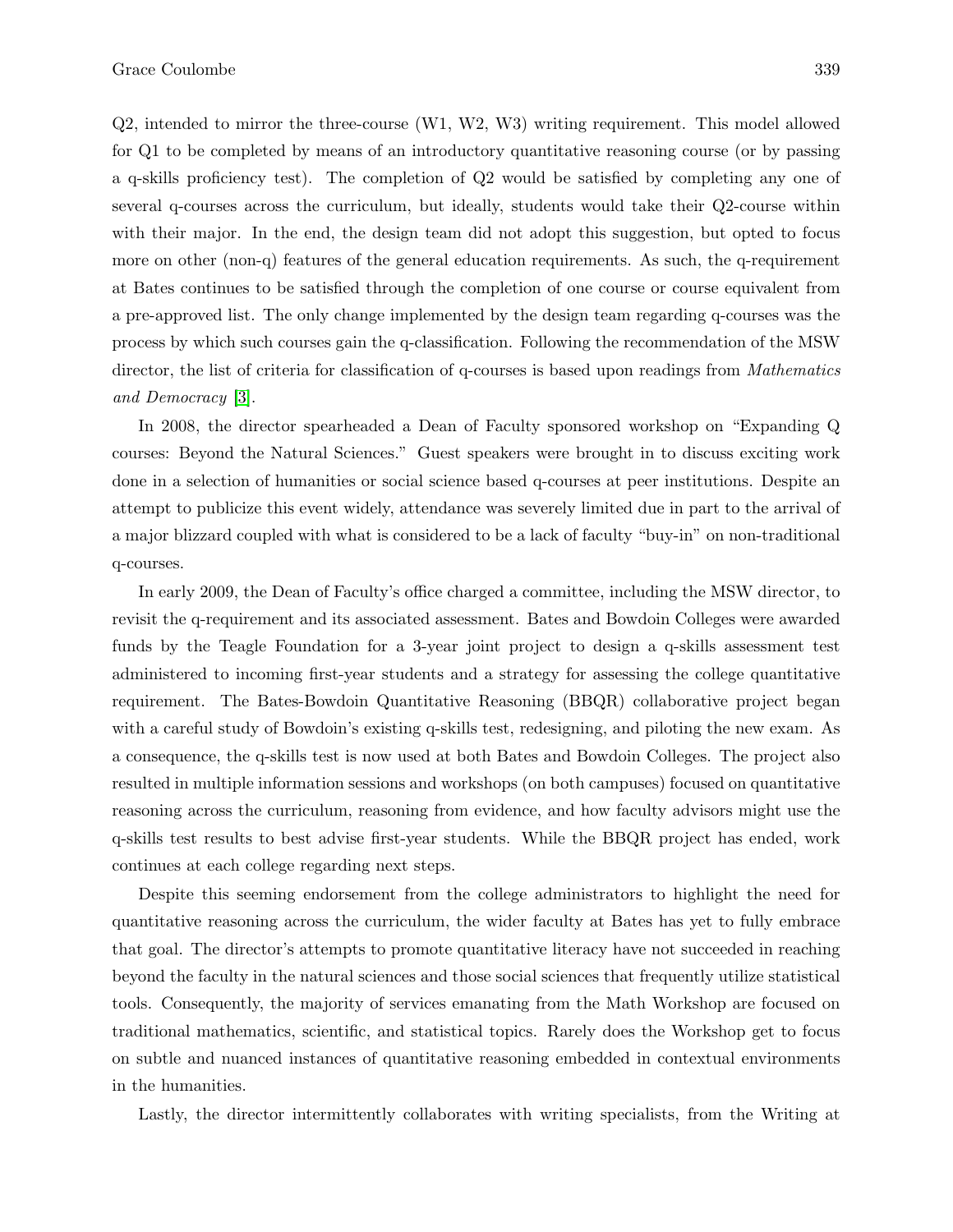Q2, intended to mirror the three-course (W1, W2, W3) writing requirement. This model allowed for Q1 to be completed by means of an introductory quantitative reasoning course (or by passing a q-skills proficiency test). The completion of Q2 would be satisfied by completing any one of several q-courses across the curriculum, but ideally, students would take their Q2-course within with their major. In the end, the design team did not adopt this suggestion, but opted to focus more on other (non-q) features of the general education requirements. As such, the q-requirement at Bates continues to be satisfied through the completion of one course or course equivalent from a pre-approved list. The only change implemented by the design team regarding q-courses was the process by which such courses gain the q-classification. Following the recommendation of the MSW director, the list of criteria for classification of q-courses is based upon readings from *Mathematics and Democracy* [3].

In 2008, the director spearheaded a Dean of Faculty sponsored workshop on "Expanding Q courses: Beyond the Natural Sciences." Guest speakers were brought in to discuss exciting work done in a selection of humanities or social science based q-courses at peer institutions. Despite an attempt to publicize this event widely, attendance was severely limited due in part to the arrival of a major blizzard coupled with what is considered to be a lack of faculty "buy-in" on non-traditional q-courses.

In early 2009, the Dean of Faculty's office charged a committee, including the MSW director, to revisit the q-requirement and its associated assessment. Bates and Bowdoin Colleges were awarded funds by the Teagle Foundation for a 3-year joint project to design a q-skills assessment test administered to incoming first-year students and a strategy for assessing the college quantitative requirement. The Bates-Bowdoin Quantitative Reasoning (BBQR) collaborative project began with a careful study of Bowdoin's existing q-skills test, redesigning, and piloting the new exam. As a consequence, the q-skills test is now used at both Bates and Bowdoin Colleges. The project also resulted in multiple information sessions and workshops (on both campuses) focused on quantitative reasoning across the curriculum, reasoning from evidence, and how faculty advisors might use the q-skills test results to best advise first-year students. While the BBQR project has ended, work continues at each college regarding next steps.

Despite this seeming endorsement from the college administrators to highlight the need for quantitative reasoning across the curriculum, the wider faculty at Bates has yet to fully embrace that goal. The director's attempts to promote quantitative literacy have not succeeded in reaching beyond the faculty in the natural sciences and those social sciences that frequently utilize statistical tools. Consequently, the majority of services emanating from the Math Workshop are focused on traditional mathematics, scientific, and statistical topics. Rarely does the Workshop get to focus on subtle and nuanced instances of quantitative reasoning embedded in contextual environments in the humanities.

Lastly, the director intermittently collaborates with writing specialists, from the Writing at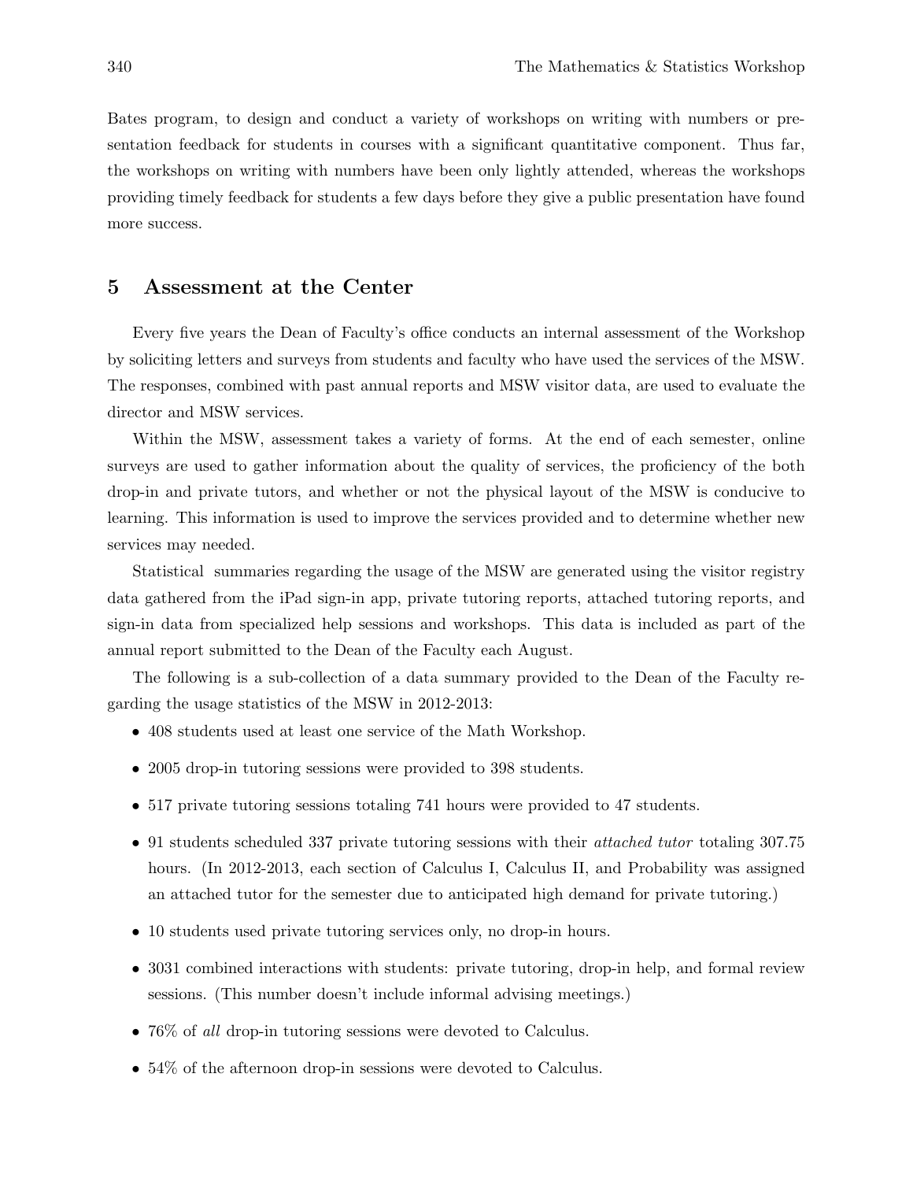Bates program, to design and conduct a variety of workshops on writing with numbers or presentation feedback for students in courses with a significant quantitative component. Thus far, the workshops on writing with numbers have been only lightly attended, whereas the workshops providing timely feedback for students a few days before they give a public presentation have found more success.

## 5 Assessment at the Center

Every five years the Dean of Faculty's office conducts an internal assessment of the Workshop by soliciting letters and surveys from students and faculty who have used the services of the MSW. The responses, combined with past annual reports and MSW visitor data, are used to evaluate the director and MSW services.

Within the MSW, assessment takes a variety of forms. At the end of each semester, online surveys are used to gather information about the quality of services, the proficiency of the both drop-in and private tutors, and whether or not the physical layout of the MSW is conducive to learning. This information is used to improve the services provided and to determine whether new services may needed.

Statistical summaries regarding the usage of the MSW are generated using the visitor registry data gathered from the iPad sign-in app, private tutoring reports, attached tutoring reports, and sign-in data from specialized help sessions and workshops. This data is included as part of the annual report submitted to the Dean of the Faculty each August.

The following is a sub-collection of a data summary provided to the Dean of the Faculty regarding the usage statistics of the MSW in 2012-2013:

- 408 students used at least one service of the Math Workshop.
- 2005 drop-in tutoring sessions were provided to 398 students.
- 517 private tutoring sessions totaling 741 hours were provided to 47 students.
- 91 students scheduled 337 private tutoring sessions with their *attached tutor* totaling 307.75 hours. (In 2012-2013, each section of Calculus I, Calculus II, and Probability was assigned an attached tutor for the semester due to anticipated high demand for private tutoring.)
- 10 students used private tutoring services only, no drop-in hours.
- 3031 combined interactions with students: private tutoring, drop-in help, and formal review sessions. (This number doesn't include informal advising meetings.)
- 76% of *all* drop-in tutoring sessions were devoted to Calculus.
- 54% of the afternoon drop-in sessions were devoted to Calculus.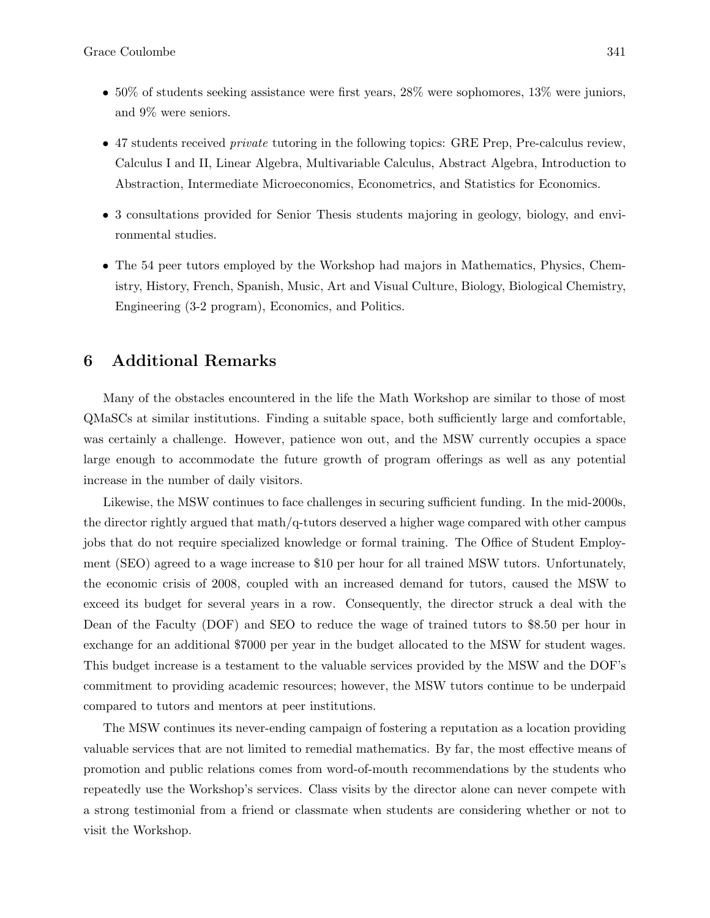- 50% of students seeking assistance were first years, 28% were sophomores, 13% were juniors, and 9% were seniors.
- 47 students received *private* tutoring in the following topics: GRE Prep, Pre-calculus review, Calculus I and II, Linear Algebra, Multivariable Calculus, Abstract Algebra, Introduction to Abstraction, Intermediate Microeconomics, Econometrics, and Statistics for Economics.
- 3 consultations provided for Senior Thesis students majoring in geology, biology, and environmental studies.
- The 54 peer tutors employed by the Workshop had majors in Mathematics, Physics, Chemistry, History, French, Spanish, Music, Art and Visual Culture, Biology, Biological Chemistry, Engineering (3-2 program), Economics, and Politics.

## 6 Additional Remarks

Many of the obstacles encountered in the life the Math Workshop are similar to those of most QMaSCs at similar institutions. Finding a suitable space, both sufficiently large and comfortable, was certainly a challenge. However, patience won out, and the MSW currently occupies a space large enough to accommodate the future growth of program offerings as well as any potential increase in the number of daily visitors.

Likewise, the MSW continues to face challenges in securing sufficient funding. In the mid-2000s, the director rightly argued that math/q-tutors deserved a higher wage compared with other campus jobs that do not require specialized knowledge or formal training. The Office of Student Employment (SEO) agreed to a wage increase to $10 per hour for all trained MSW tutors. Unfortunately, the economic crisis of 2008, coupled with an increased demand for tutors, caused the MSW to exceed its budget for several years in a row. Consequently, the director struck a deal with the Dean of the Faculty (DOF) and SEO to reduce the wage of trained tutors to $8.50 per hour in exchange for an additional $7000 per year in the budget allocated to the MSW for student wages. This budget increase is a testament to the valuable services provided by the MSW and the DOF's commitment to providing academic resources; however, the MSW tutors continue to be underpaid compared to tutors and mentors at peer institutions.

The MSW continues its never-ending campaign of fostering a reputation as a location providing valuable services that are not limited to remedial mathematics. By far, the most effective means of promotion and public relations comes from word-of-mouth recommendations by the students who repeatedly use the Workshop's services. Class visits by the director alone can never compete with a strong testimonial from a friend or classmate when students are considering whether or not to visit the Workshop.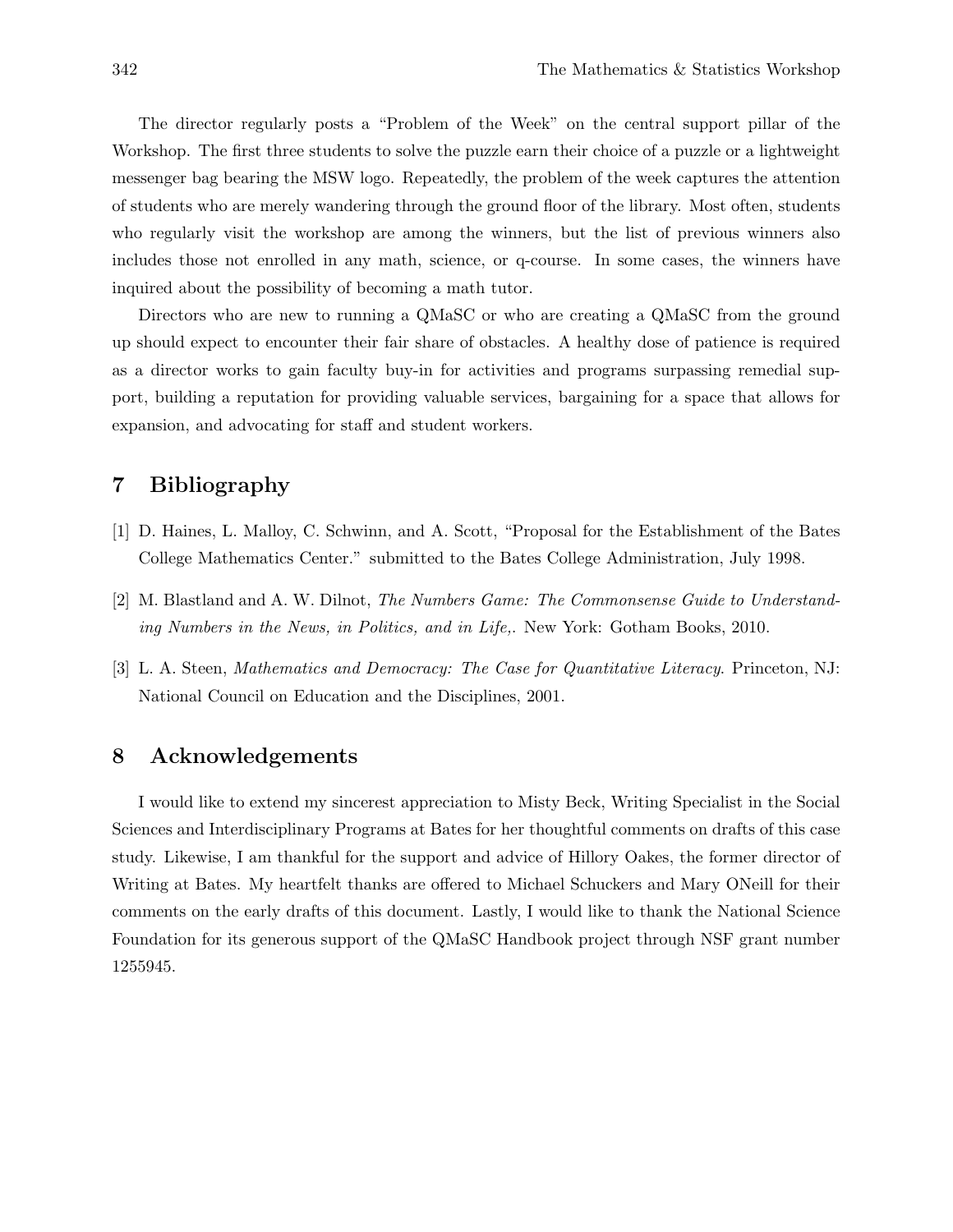The director regularly posts a "Problem of the Week" on the central support pillar of the Workshop. The first three students to solve the puzzle earn their choice of a puzzle or a lightweight messenger bag bearing the MSW logo. Repeatedly, the problem of the week captures the attention of students who are merely wandering through the ground floor of the library. Most often, students who regularly visit the workshop are among the winners, but the list of previous winners also includes those not enrolled in any math, science, or q-course. In some cases, the winners have inquired about the possibility of becoming a math tutor.

Directors who are new to running a QMaSC or who are creating a QMaSC from the ground up should expect to encounter their fair share of obstacles. A healthy dose of patience is required as a director works to gain faculty buy-in for activities and programs surpassing remedial support, building a reputation for providing valuable services, bargaining for a space that allows for expansion, and advocating for staff and student workers.

## 7 Bibliography

[1] D. Haines, L. Malloy, C. Schwinn, and A. Scott, "Proposal for the Establishment of the Bates College Mathematics Center." submitted to the Bates College Administration, July 1998.

[2] M. Blastland and A. W. Dilnot, *The Numbers Game: The Commonsense Guide to Understanding Numbers in the News, in Politics, and in Life,.* New York: Gotham Books, 2010.

[3] L. A. Steen, *Mathematics and Democracy: The Case for Quantitative Literacy*. Princeton, NJ: National Council on Education and the Disciplines, 2001.

## 8 Acknowledgements

I would like to extend my sincerest appreciation to Misty Beck, Writing Specialist in the Social Sciences and Interdisciplinary Programs at Bates for her thoughtful comments on drafts of this case study. Likewise, I am thankful for the support and advice of Hillory Oakes, the former director of Writing at Bates. My heartfelt thanks are offered to Michael Schuckers and Mary ONeill for their comments on the early drafts of this document. Lastly, I would like to thank the National Science Foundation for its generous support of the QMaSC Handbook project through NSF grant number 1255945.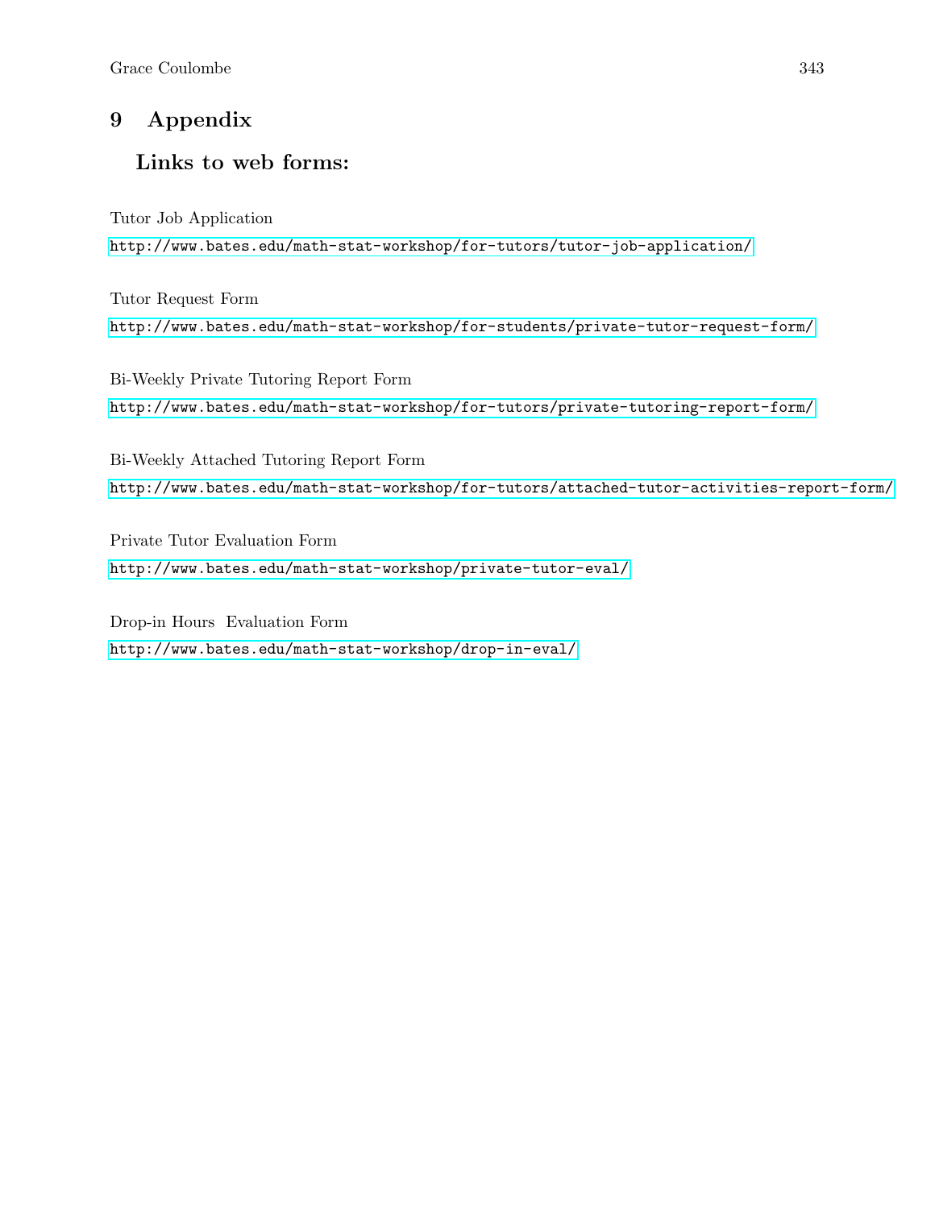# 9 Appendix

## Links to web forms:

Tutor Job Application

http://www.bates.edu/math-stat-workshop/for-tutors/tutor-job-application/

Tutor Request Form

http://www.bates.edu/math-stat-workshop/for-students/private-tutor-request-form/

Bi-Weekly Private Tutoring Report Form

http://www.bates.edu/math-stat-workshop/for-tutors/private-tutoring-report-form/

Bi-Weekly Attached Tutoring Report Form

http://www.bates.edu/math-stat-workshop/for-tutors/attached-tutor-activities-report-form/

Private Tutor Evaluation Form

http://www.bates.edu/math-stat-workshop/private-tutor-eval/

Drop-in Hours Evaluation Form

http://www.bates.edu/math-stat-workshop/drop-in-eval/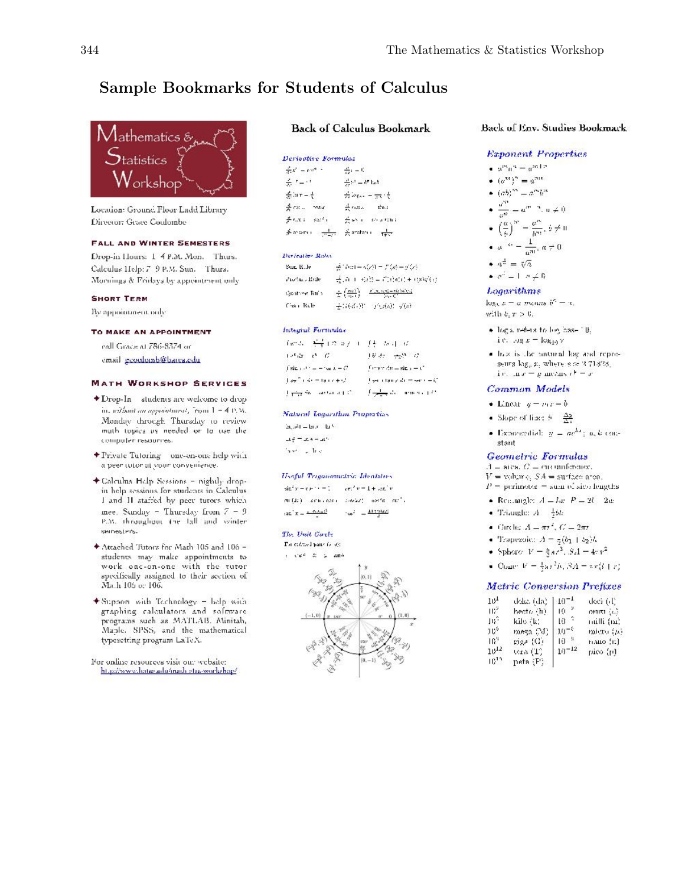# Sample Bookmarks for Students of Calculus

Mathematics & Statistics Workshop

Location: Ground Floor Ladd Library
Director: Grace Coulombe

**FALL AND WINTER SEMESTERS**

Drop-in Hours: 1–4 P.M. Mon. – Thurs.
Calculus Help: 7–9 P.M. Sun. – Thurs.
Mornings & Fridays by appointment only

**SHORT TERM**

By appointment only

**TO MAKE AN APPOINTMENT**

call Grace at 786-8374 or
email gcoulomb@bates.edu

**MATH WORKSHOP SERVICES**

- Drop-In – students are welcome to drop in, *without an appointment*, from 1–4 P.M. Monday through Thursday to review math topics as needed or to use the computer resources.
- Private Tutoring – one-on-one help with a peer tutor at your convenience.
- Calculus Help Sessions – nightly drop-in help sessions for students in Calculus I and II staffed by peer tutors which meet Sunday – Thursday from 7 – 9 P.M. throughout the fall and winter semesters.
- Attached Tutors for Math 105 and 106 – students may make appointments to work one-on-one with the tutor specifically assigned to their section of Math 105 or 106.
- Support with Technology – help with graphing calculators and software programs such as MATLAB, Minitab, Maple, SPSS, and the mathematical typesetting program LaTeX.

For online resources visit our website:
http://www.bates.edu/math-stat-workshop/

## Back of Calculus Bookmark

### *Derivative Formulas*

$\frac{d}{dx}x^n = nx^{n-1}$ | $\frac{d}{dx}c = 0$

$\frac{d}{dx}e^x = e^x$ | $\frac{d}{dx}b^x = b^x \ln b$

$\frac{d}{dx}\ln x = \frac{1}{x}$ | $\frac{d}{dx}\log_b x = \frac{1}{x \ln b}$

$\frac{d}{dx}\sin x = \cos x$ | $\frac{d}{dx}\cos x = -\sin x$

$\frac{d}{dx}\tan x = \sec^2 x$ | $\frac{d}{dx}\sec x = \sec x \tan x$

$\frac{d}{dx}\arcsin x = \frac{1}{\sqrt{1-x^2}}$ | $\frac{d}{dx}\arctan x = \frac{1}{1+x^2}$

### *Derivative Rules*

Sum Rule: $\frac{d}{dx}(f(x) - g(x)) = f'(x) - g'(x)$

Product Rule: $\frac{d}{dx}f(x)g(x) = f'(x)g(x) + f(x)g'(x)$

Quotient Rule: $\frac{d}{dx}\left(\frac{f(x)}{g(x)}\right) = \frac{f'(x)g(x) - f(x)g'(x)}{(g(x))^2}$

Chain Rule: $\frac{d}{dx}f(g(x)) = f'(g(x)) \cdot g'(x)$

### *Integral Formulas*

$\int x^n dx = \frac{x^{n+1}}{n+1} + C,\ n \neq -1$ | $\int \frac{1}{x}dx = \ln|x| + C$

$\int e^x dx = e^x + C$ | $\int b^x dx = \frac{b^x}{\ln b} + C$

$\int \sin x\, dx = -\cos x + C$ | $\int \cos x\, dx = \sin x + C$

$\int \sec^2 x\, dx = \tan x + C$ | $\int \sec x \tan x\, dx = \sec x + C$

$\int \frac{1}{1+x^2}dx = \arctan x + C$ | $\int \frac{1}{\sqrt{1-x^2}}dx = \arcsin x + C$

### *Natural Logarithm Properties*

$\ln(ab) = \ln a + \ln b$

$\ln\frac{a}{b} = \ln a - \ln b$

$\ln a^b = b \ln a$

### *Useful Trigonometric Identities*

$\sin^2 x + \cos^2 x = 1$ | $\sec^2 x = 1 + \tan^2 x$

$\sin(2x) = 2\sin x \cos x$ | $\cos(2x) = \cos^2 x - \sin^2 x$

$\sin^2 x = \frac{1 - \cos(2x)}{2}$ | $\cos^2 x = \frac{1 + \cos(2x)}{2}$

### *The Unit Circle*

For ordered pairs $(x, y)$:
$x = \cos\theta$, $y = \sin\theta$

(0,1)
(−1,0)
(1,0)
(0,−1)
x
y

## Back of Env. Studies Bookmark

### *Exponent Properties*

- $a^m a^n = a^{m+n}$
- $(a^m)^n = a^{mn}$
- $(ab)^m = a^m b^m$
- $\frac{a^m}{a^n} = a^{m-n},\ a \neq 0$
- $\left(\frac{a}{b}\right)^m = \frac{a^m}{b^m},\ b \neq 0$
- $a^{-m} = \frac{1}{a^m},\ a \neq 0$
- $a^{\frac{1}{n}} = \sqrt[n]{a}$
- $a^0 = 1,\ a \neq 0$

### *Logarithms*

$\log_b x = a$ means $b^a = x$,
with $b, x > 0$.

- $\log x$ refers to log base 10,
  i.e. $\log x = \log_{10} x$
- $\ln x$ is the natural log and represents $\log_e x$, where $e \approx 2.71828$,
  i.e. $\ln x = y$ means $e^y = x$

### *Common Models*

- Linear: $y = mx + b$
- Slope of line: $m = \frac{\Delta y}{\Delta x}$
- Exponential: $y = ae^{kt}$; $a, k$ constant

### *Geometric Formulas*

$A$ = area, $C$ = circumference,
$V$ = volume, $SA$ = surface area,
$P$ = perimeter = sum of side lengths

- Rectangle: $A = lw$, $P = 2l + 2w$
- Triangle: $A = \frac{1}{2}bh$
- Circle: $A = \pi r^2$, $C = 2\pi r$
- Trapezoid: $A = \frac{1}{2}(b_1 + b_2)h$
- Sphere: $V = \frac{4}{3}\pi r^3$, $SA = 4\pi r^2$
- Cone: $V = \frac{1}{3}\pi r^2 h$, $SA = \pi r(l + r)$

### *Metric Conversion Prefixes*

| | | | |
|---|---|---|---|
| $10^1$ | deka (da) | $10^{-1}$ | deci (d) |
| $10^2$ | hecto (h) | $10^{-2}$ | centi (c) |
| $10^3$ | kilo (k) | $10^{-3}$ | milli (m) |
| $10^6$ | mega (M) | $10^{-6}$ | micro (μ) |
| $10^9$ | giga (G) | $10^{-9}$ | nano (n) |
| $10^{12}$ | tera (T) | $10^{-12}$ | pico (p) |
| $10^{15}$ | peta (P) | | |